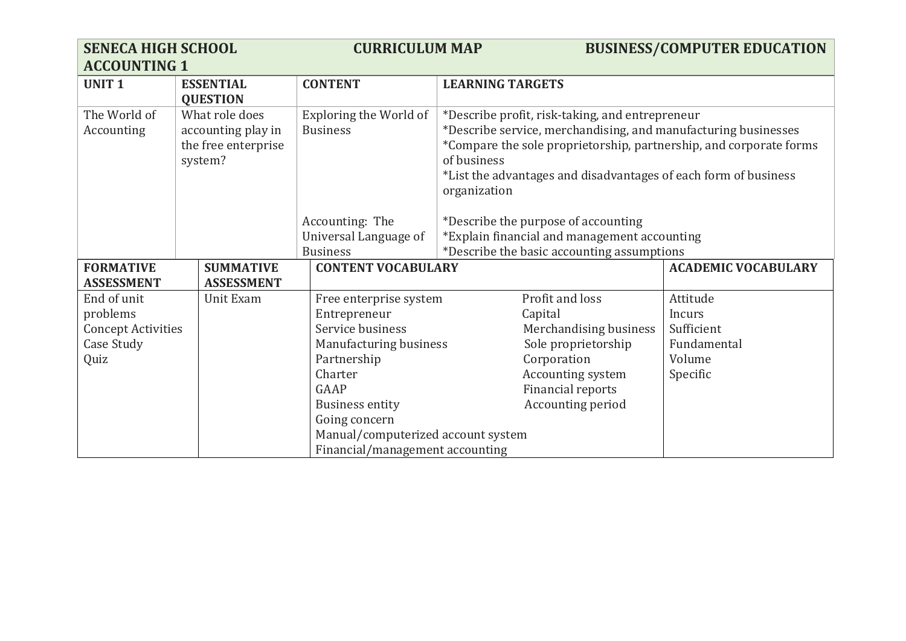**SENECA HIGH SCHOOL — CURRICULUM MAP — BUSINESS/COMPUTER EDUCATION**

**ACCOUNTING 1**

| UNIT 1 | ESSENTIAL QUESTION | CONTENT | LEARNING TARGETS |
|---|---|---|---|
| The World of Accounting | What role does accounting play in the free enterprise system? | Exploring the World of Business | *Describe profit, risk-taking, and entrepreneur<br>*Describe service, merchandising, and manufacturing businesses<br>*Compare the sole proprietorship, partnership, and corporate forms of business<br>*List the advantages and disadvantages of each form of business organization |
| | | Accounting: The Universal Language of Business | *Describe the purpose of accounting<br>*Explain financial and management accounting<br>*Describe the basic accounting assumptions |

| FORMATIVE ASSESSMENT | SUMMATIVE ASSESSMENT | CONTENT VOCABULARY | | ACADEMIC VOCABULARY |
|---|---|---|---|---|
| End of unit problems<br>Concept Activities<br>Case Study<br>Quiz | Unit Exam | Free enterprise system<br>Entrepreneur<br>Service business<br>Manufacturing business<br>Partnership<br>Charter<br>GAAP<br>Business entity<br>Going concern<br>Manual/computerized account system<br>Financial/management accounting | Profit and loss<br>Capital<br>Merchandising business<br>Sole proprietorship<br>Corporation<br>Accounting system<br>Financial reports<br>Accounting period | Attitude<br>Incurs<br>Sufficient<br>Fundamental<br>Volume<br>Specific |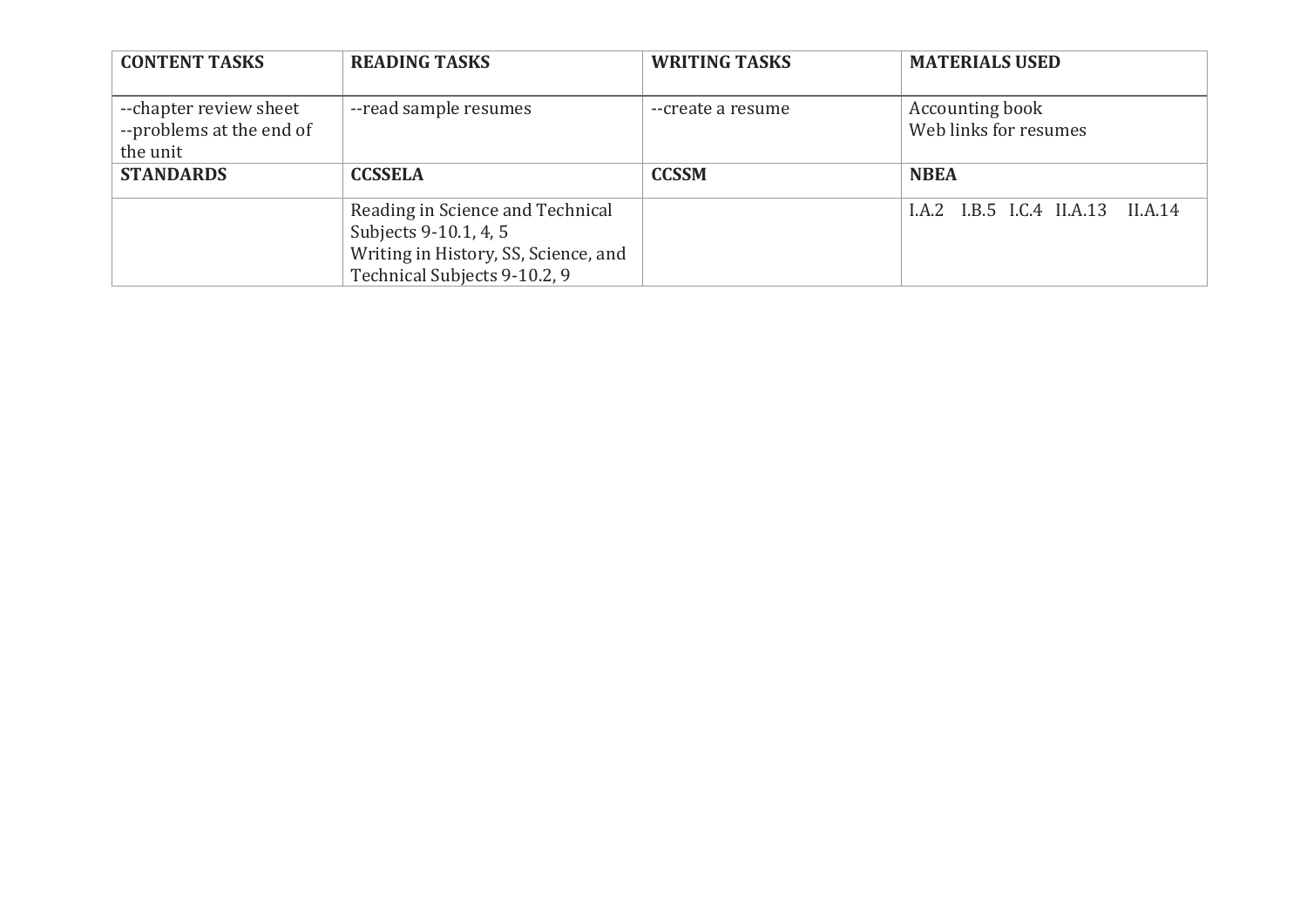| CONTENT TASKS | READING TASKS | WRITING TASKS | MATERIALS USED |
|---|---|---|---|
| --chapter review sheet<br>--problems at the end of the unit | --read sample resumes | --create a resume | Accounting book<br>Web links for resumes |
| **STANDARDS** | **CCSSELA** | **CCSSM** | **NBEA** |
| | Reading in Science and Technical Subjects 9-10.1, 4, 5<br>Writing in History, SS, Science, and Technical Subjects 9-10.2, 9 | | I.A.2 I.B.5 I.C.4 II.A.13 II.A.14 |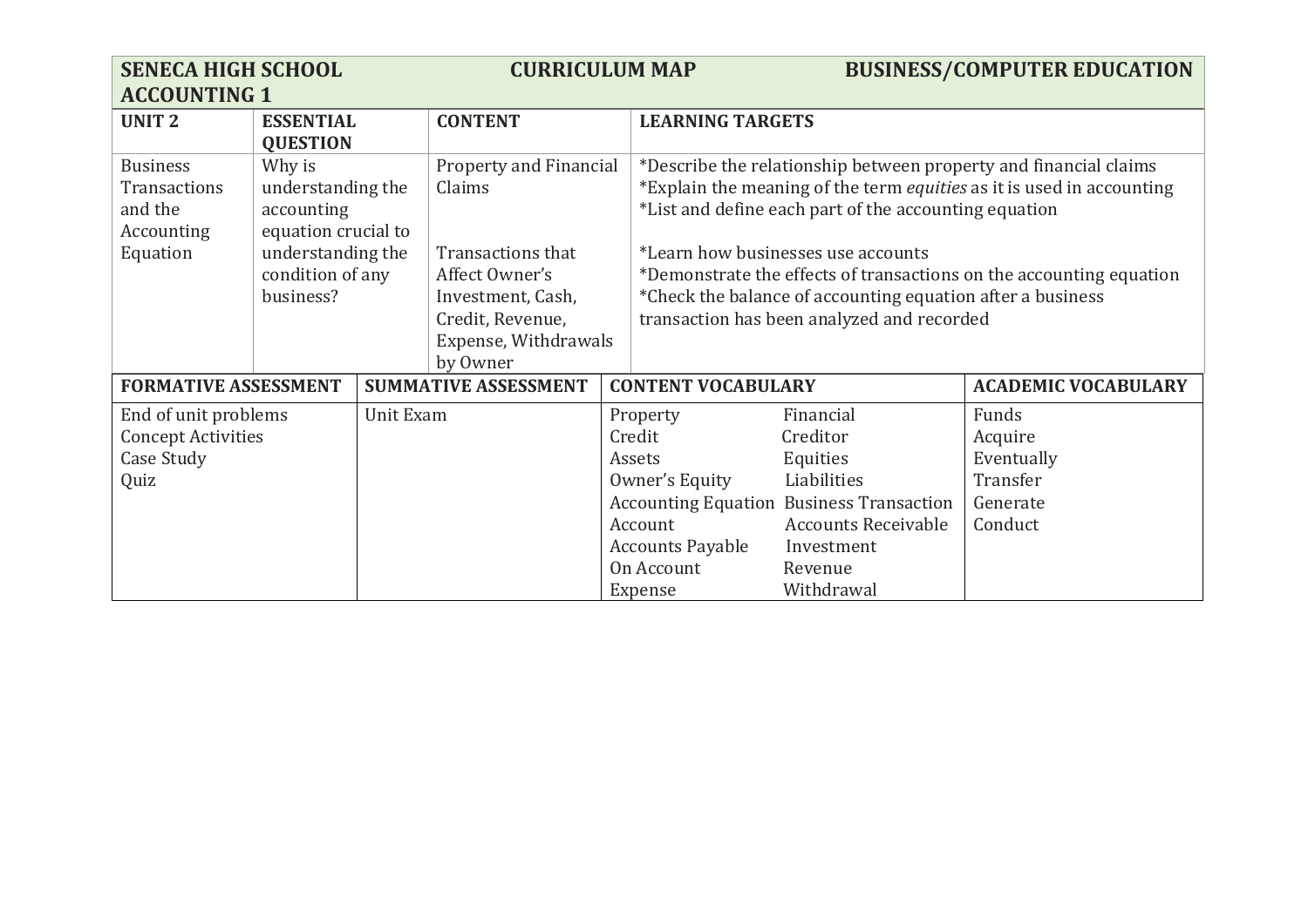| SENECA HIGH SCHOOL ACCOUNTING 1 | CURRICULUM MAP | BUSINESS/COMPUTER EDUCATION | |
|---|---|---|---|
| **UNIT 2** | **ESSENTIAL QUESTION** | **CONTENT** | **LEARNING TARGETS** |
| Business Transactions and the Accounting Equation | Why is understanding the accounting equation crucial to understanding the condition of any business? | Property and Financial Claims<br><br>Transactions that Affect Owner's Investment, Cash, Credit, Revenue, Expense, Withdrawals by Owner | *Describe the relationship between property and financial claims<br>*Explain the meaning of the term *equities* as it is used in accounting<br>*List and define each part of the accounting equation<br><br>*Learn how businesses use accounts<br>*Demonstrate the effects of transactions on the accounting equation<br>*Check the balance of accounting equation after a business transaction has been analyzed and recorded |

| FORMATIVE ASSESSMENT | SUMMATIVE ASSESSMENT | CONTENT VOCABULARY | | ACADEMIC VOCABULARY |
|---|---|---|---|---|
| End of unit problems<br>Concept Activities<br>Case Study<br>Quiz | Unit Exam | Property<br>Credit<br>Assets<br>Owner's Equity<br>Accounting Equation<br>Account<br>Accounts Payable<br>On Account<br>Expense | Financial<br>Creditor<br>Equities<br>Liabilities<br>Business Transaction<br>Accounts Receivable<br>Investment<br>Revenue<br>Withdrawal | Funds<br>Acquire<br>Eventually<br>Transfer<br>Generate<br>Conduct |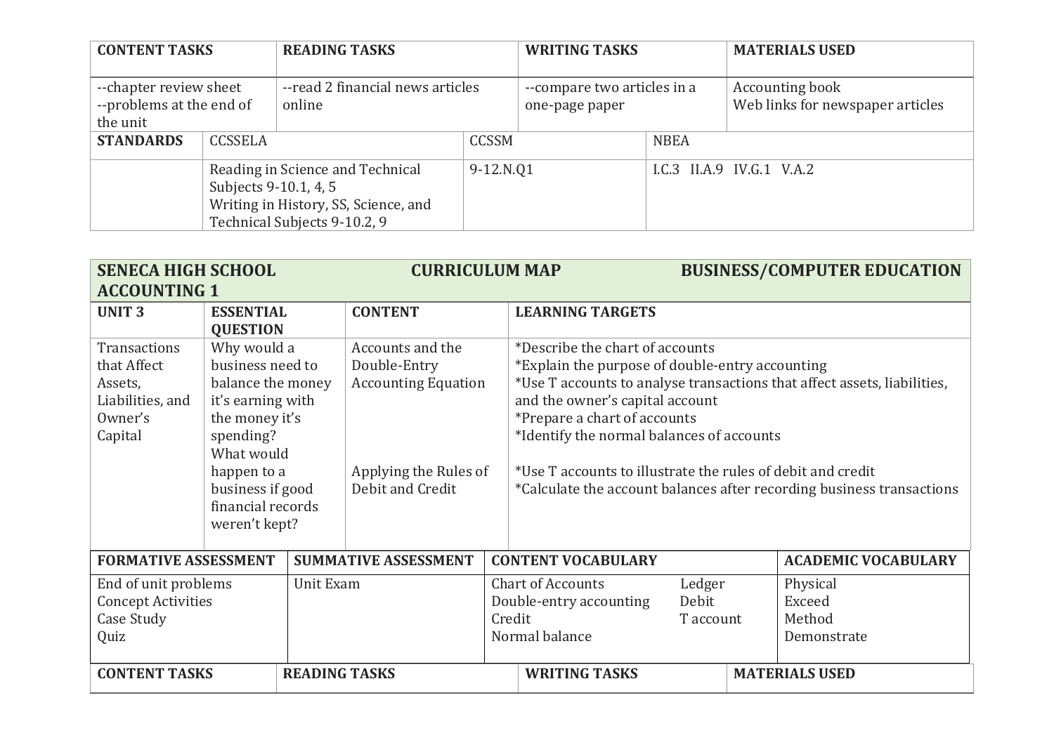| CONTENT TASKS | READING TASKS | WRITING TASKS | MATERIALS USED |
| --- | --- | --- | --- |
| --chapter review sheet<br>--problems at the end of the unit | --read 2 financial news articles online | --compare two articles in a one-page paper | Accounting book<br>Web links for newspaper articles |

| STANDARDS | CCSSELA | CCSSM | NBEA |
| --- | --- | --- | --- |
| | Reading in Science and Technical Subjects 9-10.1, 4, 5<br>Writing in History, SS, Science, and Technical Subjects 9-10.2, 9 | 9-12.N.Q1 | I.C.3 II.A.9 IV.G.1 V.A.2 |

**SENECA HIGH SCHOOL — CURRICULUM MAP — BUSINESS/COMPUTER EDUCATION**

**ACCOUNTING 1**

| UNIT 3 | ESSENTIAL QUESTION | CONTENT | LEARNING TARGETS |
| --- | --- | --- | --- |
| Transactions that Affect Assets, Liabilities, and Owner's Capital | Why would a business need to balance the money it's earning with the money it's spending?<br>What would happen to a business if good financial records weren't kept? | Accounts and the Double-Entry Accounting Equation | *Describe the chart of accounts<br>*Explain the purpose of double-entry accounting<br>*Use T accounts to analyse transactions that affect assets, liabilities, and the owner's capital account<br>*Prepare a chart of accounts<br>*Identify the normal balances of accounts |
| | | Applying the Rules of Debit and Credit | *Use T accounts to illustrate the rules of debit and credit<br>*Calculate the account balances after recording business transactions |

| FORMATIVE ASSESSMENT | SUMMATIVE ASSESSMENT | CONTENT VOCABULARY | | ACADEMIC VOCABULARY |
| --- | --- | --- | --- | --- |
| End of unit problems<br>Concept Activities<br>Case Study<br>Quiz | Unit Exam | Chart of Accounts<br>Double-entry accounting<br>Credit<br>Normal balance | Ledger<br>Debit<br>T account | Physical<br>Exceed<br>Method<br>Demonstrate |

| CONTENT TASKS | READING TASKS | WRITING TASKS | MATERIALS USED |
| --- | --- | --- | --- |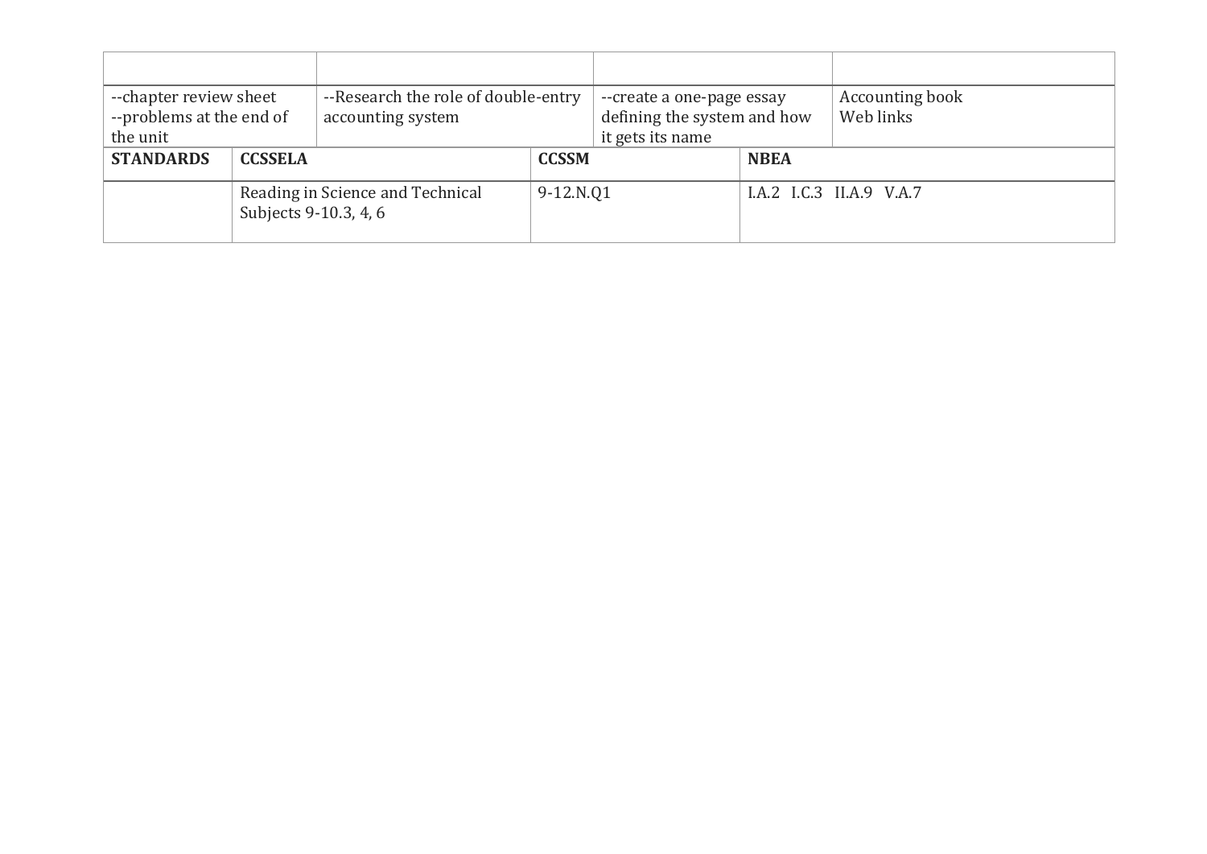| | | | |
|---|---|---|---|
| --chapter review sheet<br>--problems at the end of the unit | --Research the role of double-entry accounting system | --create a one-page essay defining the system and how it gets its name | Accounting book<br>Web links |

| **STANDARDS** | **CCSSELA** | **CCSSM** | **NBEA** |
|---|---|---|---|
| | Reading in Science and Technical Subjects 9-10.3, 4, 6 | 9-12.N.Q1 | I.A.2 I.C.3 II.A.9 V.A.7 |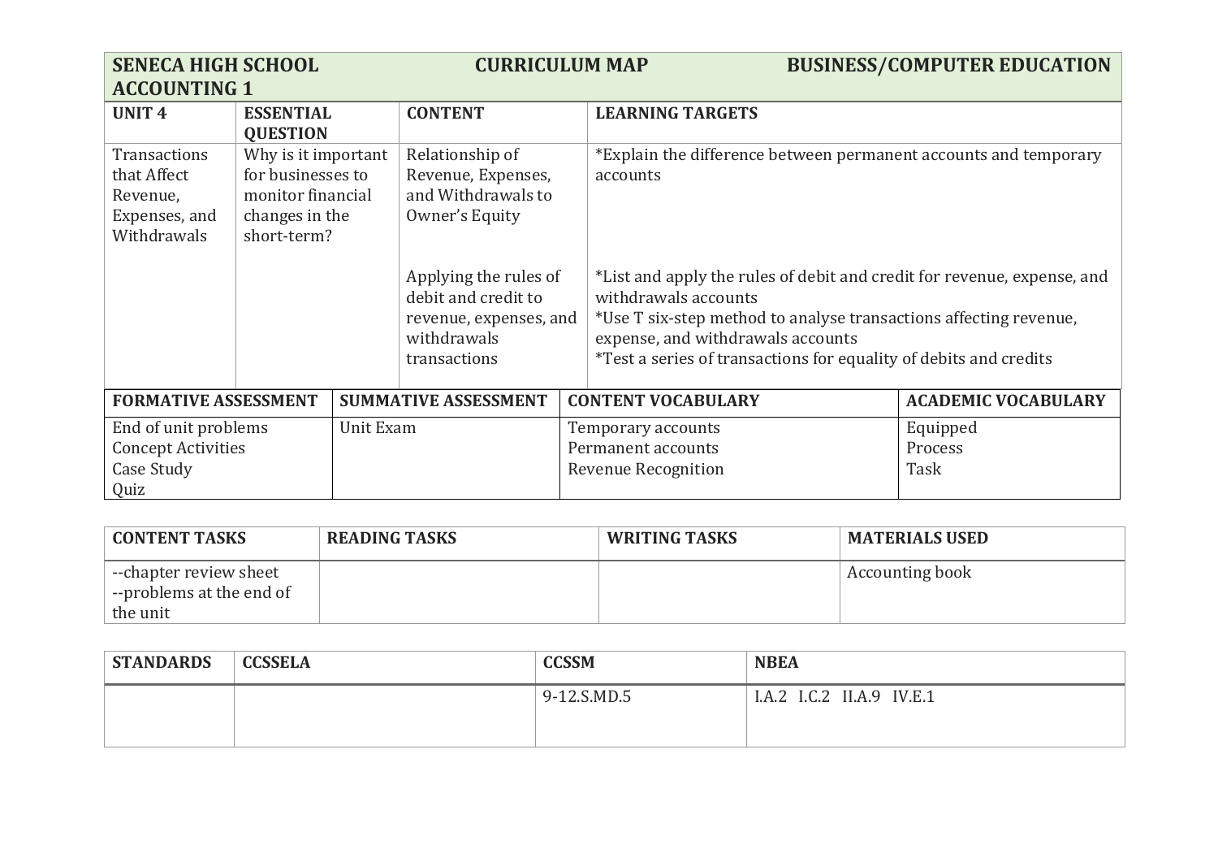| SENECA HIGH SCHOOL ACCOUNTING 1 | CURRICULUM MAP | BUSINESS/COMPUTER EDUCATION |
|---|---|---|

| UNIT 4 | ESSENTIAL QUESTION | CONTENT | LEARNING TARGETS |
|---|---|---|---|
| Transactions that Affect Revenue, Expenses, and Withdrawals | Why is it important for businesses to monitor financial changes in the short-term? | Relationship of Revenue, Expenses, and Withdrawals to Owner's Equity | *Explain the difference between permanent accounts and temporary accounts |
| | | Applying the rules of debit and credit to revenue, expenses, and withdrawals transactions | *List and apply the rules of debit and credit for revenue, expense, and withdrawals accounts<br>*Use T six-step method to analyse transactions affecting revenue, expense, and withdrawals accounts<br>*Test a series of transactions for equality of debits and credits |

| FORMATIVE ASSESSMENT | SUMMATIVE ASSESSMENT | CONTENT VOCABULARY | ACADEMIC VOCABULARY |
|---|---|---|---|
| End of unit problems<br>Concept Activities<br>Case Study<br>Quiz | Unit Exam | Temporary accounts<br>Permanent accounts<br>Revenue Recognition | Equipped<br>Process<br>Task |

| CONTENT TASKS | READING TASKS | WRITING TASKS | MATERIALS USED |
|---|---|---|---|
| --chapter review sheet<br>--problems at the end of the unit | | | Accounting book |

| STANDARDS | CCSSELA | CCSSM | NBEA |
|---|---|---|---|
| | | 9-12.S.MD.5 | I.A.2 I.C.2 II.A.9 IV.E.1 |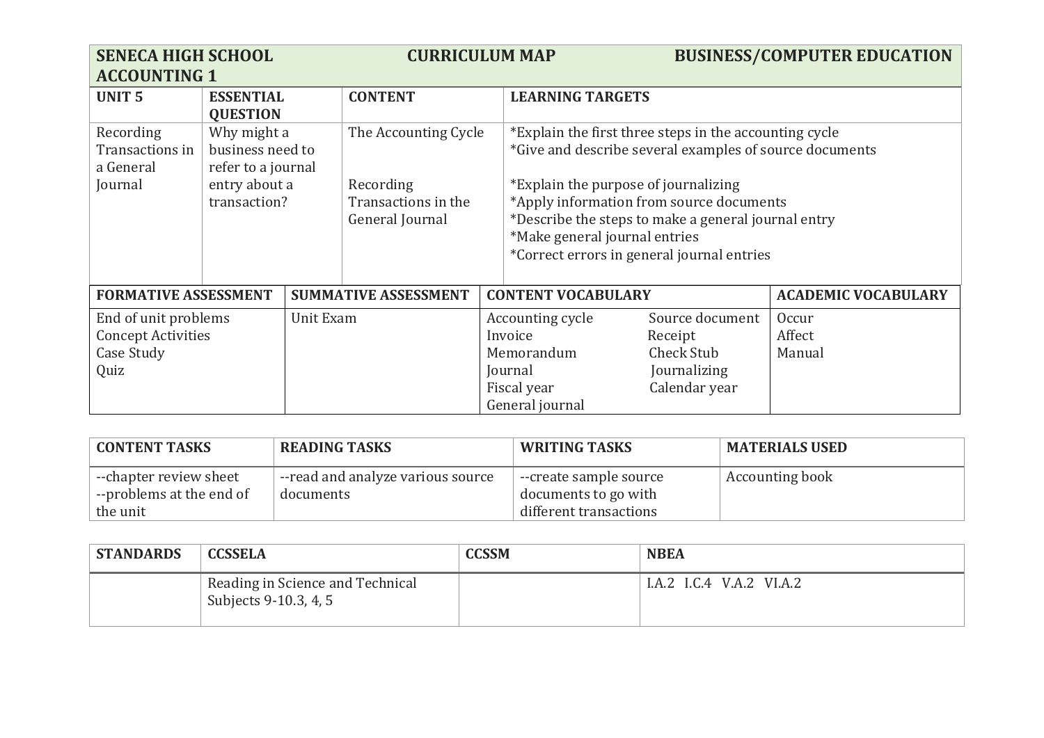| SENECA HIGH SCHOOL ACCOUNTING 1 | CURRICULUM MAP | BUSINESS/COMPUTER EDUCATION | |
|---|---|---|---|
| **UNIT 5** | **ESSENTIAL QUESTION** | **CONTENT** | **LEARNING TARGETS** |
| Recording Transactions in a General Journal | Why might a business need to refer to a journal entry about a transaction? | The Accounting Cycle<br><br>Recording Transactions in the General Journal | *Explain the first three steps in the accounting cycle<br>*Give and describe several examples of source documents<br><br>*Explain the purpose of journalizing<br>*Apply information from source documents<br>*Describe the steps to make a general journal entry<br>*Make general journal entries<br>*Correct errors in general journal entries |

| FORMATIVE ASSESSMENT | SUMMATIVE ASSESSMENT | CONTENT VOCABULARY | | ACADEMIC VOCABULARY |
|---|---|---|---|---|
| End of unit problems<br>Concept Activities<br>Case Study<br>Quiz | Unit Exam | Accounting cycle<br>Invoice<br>Memorandum<br>Journal<br>Fiscal year<br>General journal | Source document<br>Receipt<br>Check Stub<br>Journalizing<br>Calendar year | Occur<br>Affect<br>Manual |

| CONTENT TASKS | READING TASKS | WRITING TASKS | MATERIALS USED |
|---|---|---|---|
| --chapter review sheet<br>--problems at the end of the unit | --read and analyze various source documents | --create sample source documents to go with different transactions | Accounting book |

| STANDARDS | CCSSELA | CCSSM | NBEA |
|---|---|---|---|
| | Reading in Science and Technical Subjects 9-10.3, 4, 5 | | I.A.2 I.C.4 V.A.2 VI.A.2 |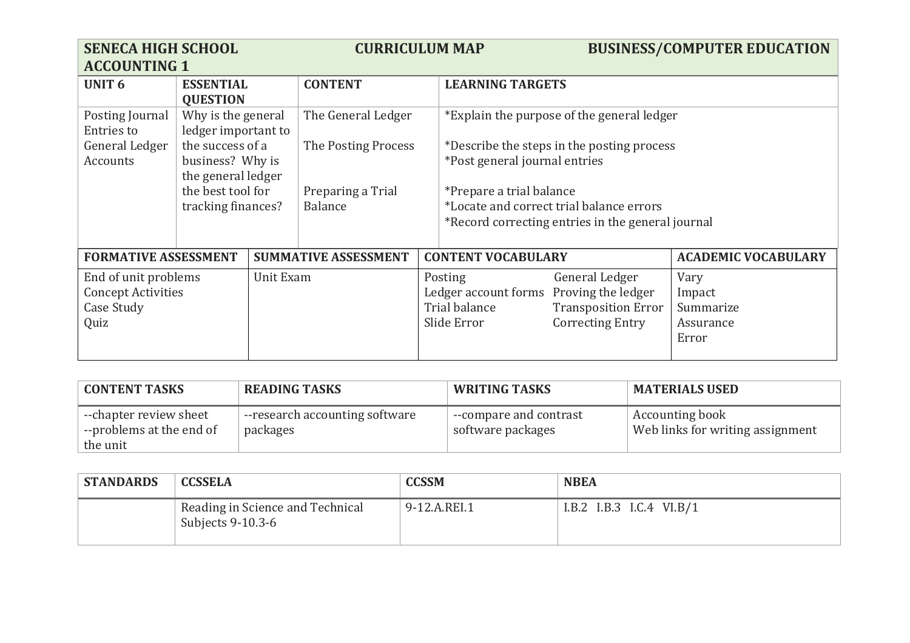| SENECA HIGH SCHOOL ACCOUNTING 1 | | CURRICULUM MAP | BUSINESS/COMPUTER EDUCATION |
|---|---|---|---|
| **UNIT 6** | **ESSENTIAL QUESTION** | **CONTENT** | **LEARNING TARGETS** |
| Posting Journal Entries to General Ledger Accounts | Why is the general ledger important to the success of a business? Why is the general ledger the best tool for tracking finances? | The General Ledger<br><br>The Posting Process<br><br>Preparing a Trial Balance | *Explain the purpose of the general ledger<br><br>*Describe the steps in the posting process<br>*Post general journal entries<br><br>*Prepare a trial balance<br>*Locate and correct trial balance errors<br>*Record correcting entries in the general journal |

| FORMATIVE ASSESSMENT | SUMMATIVE ASSESSMENT | CONTENT VOCABULARY | | ACADEMIC VOCABULARY |
|---|---|---|---|---|
| End of unit problems<br>Concept Activities<br>Case Study<br>Quiz | Unit Exam | Posting<br>Ledger account forms<br>Trial balance<br>Slide Error | General Ledger<br>Proving the ledger<br>Transposition Error<br>Correcting Entry | Vary<br>Impact<br>Summarize<br>Assurance<br>Error |

| CONTENT TASKS | READING TASKS | WRITING TASKS | MATERIALS USED |
|---|---|---|---|
| --chapter review sheet<br>--problems at the end of the unit | --research accounting software packages | --compare and contrast software packages | Accounting book<br>Web links for writing assignment |

| STANDARDS | CCSSELA | CCSSM | NBEA |
|---|---|---|---|
| | Reading in Science and Technical Subjects 9-10.3-6 | 9-12.A.REI.1 | I.B.2 I.B.3 I.C.4 VI.B/1 |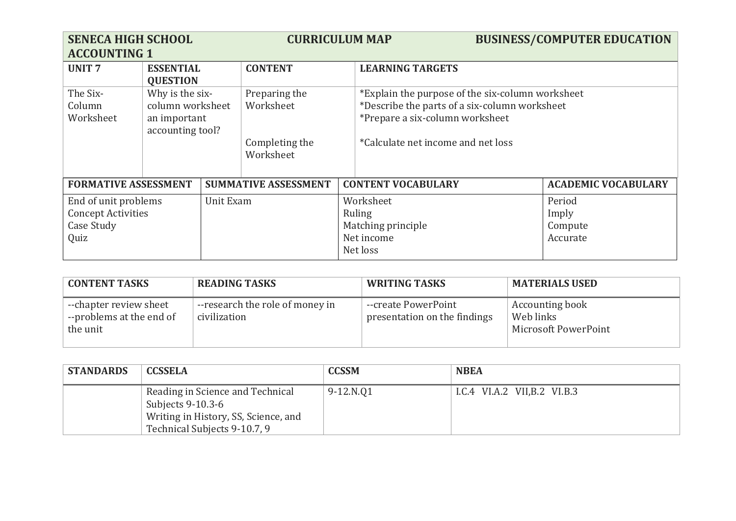| SENECA HIGH SCHOOL ACCOUNTING 1 | | CURRICULUM MAP | BUSINESS/COMPUTER EDUCATION |
|---|---|---|---|
| **UNIT 7** | **ESSENTIAL QUESTION** | **CONTENT** | **LEARNING TARGETS** |
| The Six-Column Worksheet | Why is the six-column worksheet an important accounting tool? | Preparing the Worksheet<br><br>Completing the Worksheet | *Explain the purpose of the six-column worksheet<br>*Describe the parts of a six-column worksheet<br>*Prepare a six-column worksheet<br><br>*Calculate net income and net loss |

| FORMATIVE ASSESSMENT | SUMMATIVE ASSESSMENT | CONTENT VOCABULARY | ACADEMIC VOCABULARY |
|---|---|---|---|
| End of unit problems<br>Concept Activities<br>Case Study<br>Quiz | Unit Exam | Worksheet<br>Ruling<br>Matching principle<br>Net income<br>Net loss | Period<br>Imply<br>Compute<br>Accurate |

| CONTENT TASKS | READING TASKS | WRITING TASKS | MATERIALS USED |
|---|---|---|---|
| --chapter review sheet<br>--problems at the end of the unit | --research the role of money in civilization | --create PowerPoint presentation on the findings | Accounting book<br>Web links<br>Microsoft PowerPoint |

| STANDARDS | CCSSELA | CCSSM | NBEA |
|---|---|---|---|
| | Reading in Science and Technical Subjects 9-10.3-6<br>Writing in History, SS, Science, and Technical Subjects 9-10.7, 9 | 9-12.N.Q1 | I.C.4 VI.A.2 VII,B.2 VI.B.3 |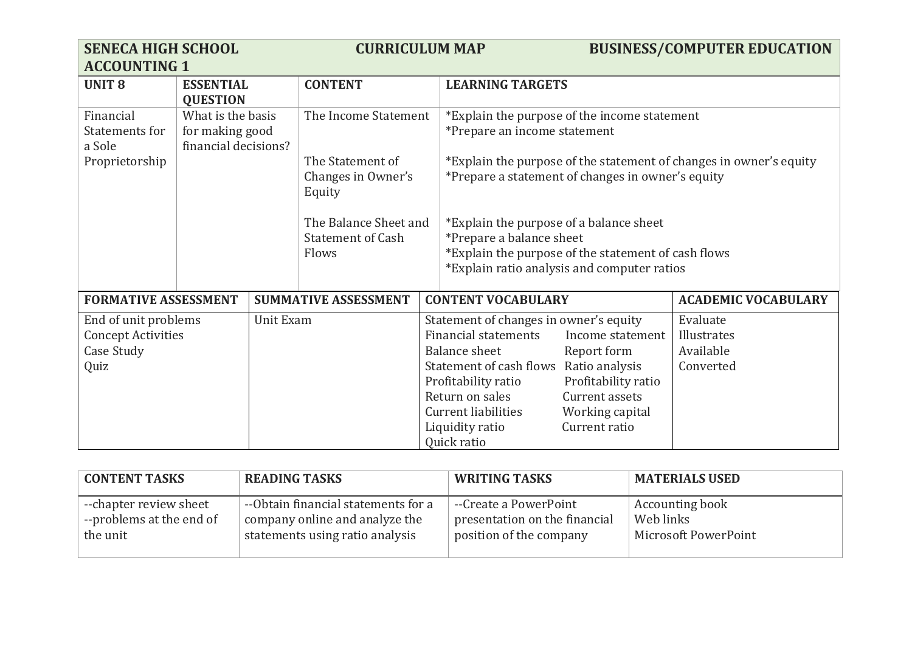| SENECA HIGH SCHOOL ACCOUNTING 1 | | CURRICULUM MAP | BUSINESS/COMPUTER EDUCATION |
|---|---|---|---|
| **UNIT 8** | **ESSENTIAL QUESTION** | **CONTENT** | **LEARNING TARGETS** |
| Financial Statements for a Sole Proprietorship | What is the basis for making good financial decisions? | The Income Statement<br><br>The Statement of Changes in Owner's Equity<br><br>The Balance Sheet and Statement of Cash Flows | *Explain the purpose of the income statement<br>*Prepare an income statement<br><br>*Explain the purpose of the statement of changes in owner's equity<br>*Prepare a statement of changes in owner's equity<br><br>*Explain the purpose of a balance sheet<br>*Prepare a balance sheet<br>*Explain the purpose of the statement of cash flows<br>*Explain ratio analysis and computer ratios |

| FORMATIVE ASSESSMENT | SUMMATIVE ASSESSMENT | CONTENT VOCABULARY | ACADEMIC VOCABULARY |
|---|---|---|---|
| End of unit problems<br>Concept Activities<br>Case Study<br>Quiz | Unit Exam | Statement of changes in owner's equity<br>Financial statements<br>Income statement<br>Balance sheet<br>Report form<br>Statement of cash flows<br>Ratio analysis<br>Profitability ratio<br>Profitability ratio<br>Return on sales<br>Current assets<br>Current liabilities<br>Working capital<br>Liquidity ratio<br>Current ratio<br>Quick ratio | Evaluate<br>Illustrates<br>Available<br>Converted |

| CONTENT TASKS | READING TASKS | WRITING TASKS | MATERIALS USED |
|---|---|---|---|
| --chapter review sheet<br>--problems at the end of the unit | --Obtain financial statements for a company online and analyze the statements using ratio analysis | --Create a PowerPoint presentation on the financial position of the company | Accounting book<br>Web links<br>Microsoft PowerPoint |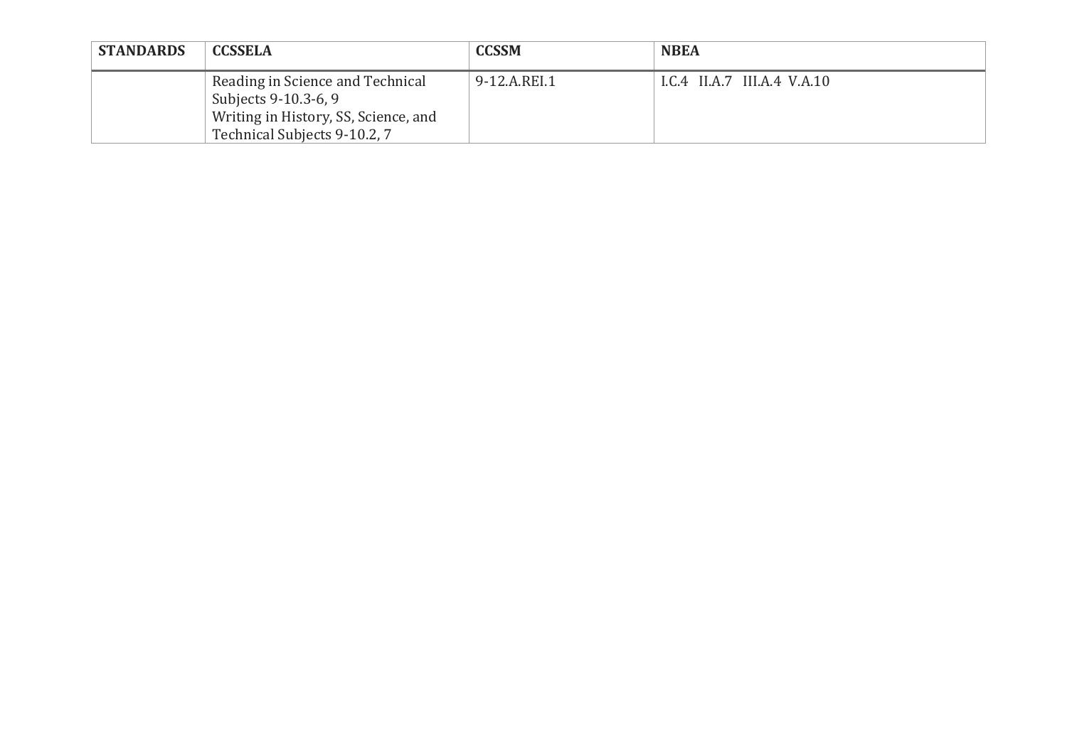| STANDARDS | CCSSELA | CCSSM | NBEA |
|---|---|---|---|
| | Reading in Science and Technical Subjects 9-10.3-6, 9<br>Writing in History, SS, Science, and Technical Subjects 9-10.2, 7 | 9-12.A.REI.1 | I.C.4 II.A.7 III.A.4 V.A.10 |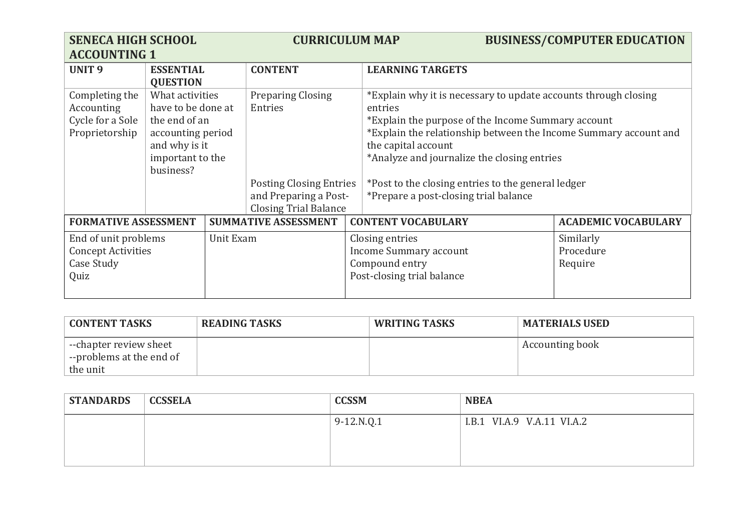| SENECA HIGH SCHOOL<br>ACCOUNTING 1 | | CURRICULUM MAP | BUSINESS/COMPUTER EDUCATION |
|---|---|---|---|
| **UNIT 9** | **ESSENTIAL QUESTION** | **CONTENT** | **LEARNING TARGETS** |
| Completing the Accounting Cycle for a Sole Proprietorship | What activities have to be done at the end of an accounting period and why is it important to the business? | Preparing Closing Entries | *Explain why it is necessary to update accounts through closing entries<br>*Explain the purpose of the Income Summary account<br>*Explain the relationship between the Income Summary account and the capital account<br>*Analyze and journalize the closing entries |
| | | Posting Closing Entries and Preparing a Post-Closing Trial Balance | *Post to the closing entries to the general ledger<br>*Prepare a post-closing trial balance |

| FORMATIVE ASSESSMENT | SUMMATIVE ASSESSMENT | CONTENT VOCABULARY | ACADEMIC VOCABULARY |
|---|---|---|---|
| End of unit problems<br>Concept Activities<br>Case Study<br>Quiz | Unit Exam | Closing entries<br>Income Summary account<br>Compound entry<br>Post-closing trial balance | Similarly<br>Procedure<br>Require |

| CONTENT TASKS | READING TASKS | WRITING TASKS | MATERIALS USED |
|---|---|---|---|
| --chapter review sheet<br>--problems at the end of the unit | | | Accounting book |

| STANDARDS | CCSSELA | CCSSM | NBEA |
|---|---|---|---|
| | | 9-12.N.Q.1 | I.B.1 VI.A.9 V.A.11 VI.A.2 |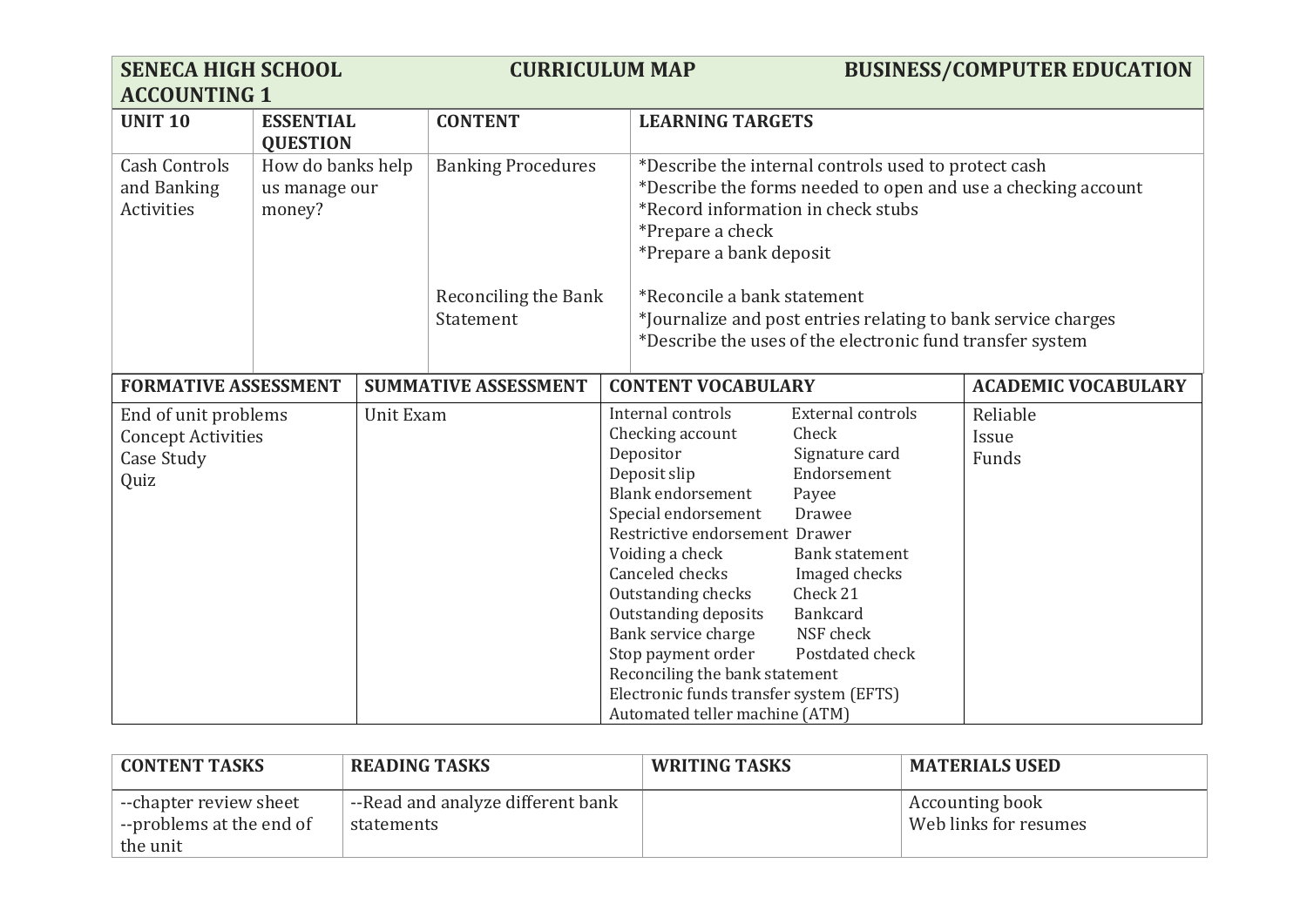| SENECA HIGH SCHOOL ACCOUNTING 1 | CURRICULUM MAP | BUSINESS/COMPUTER EDUCATION |
|---|---|---|

| UNIT 10 | ESSENTIAL QUESTION | CONTENT | LEARNING TARGETS |
|---|---|---|---|
| Cash Controls and Banking Activities | How do banks help us manage our money? | Banking Procedures | *Describe the internal controls used to protect cash<br>*Describe the forms needed to open and use a checking account<br>*Record information in check stubs<br>*Prepare a check<br>*Prepare a bank deposit |
| | | Reconciling the Bank Statement | *Reconcile a bank statement<br>*Journalize and post entries relating to bank service charges<br>*Describe the uses of the electronic fund transfer system |

| FORMATIVE ASSESSMENT | SUMMATIVE ASSESSMENT | CONTENT VOCABULARY | | ACADEMIC VOCABULARY |
|---|---|---|---|---|
| End of unit problems<br>Concept Activities<br>Case Study<br>Quiz | Unit Exam | Internal controls<br>Checking account<br>Depositor<br>Deposit slip<br>Blank endorsement<br>Special endorsement<br>Restrictive endorsement<br>Voiding a check<br>Canceled checks<br>Outstanding checks<br>Outstanding deposits<br>Bank service charge<br>Stop payment order<br>Reconciling the bank statement<br>Electronic funds transfer system (EFTS)<br>Automated teller machine (ATM) | External controls<br>Signature card<br>Endorsement<br>Payee<br>Drawee<br>Drawer<br>Bank statement<br>Imaged checks<br>Check 21<br>Bankcard<br>NSF check<br>Postdated check | Reliable<br>Issue<br>Funds |

| CONTENT TASKS | READING TASKS | WRITING TASKS | MATERIALS USED |
|---|---|---|---|
| --chapter review sheet<br>--problems at the end of the unit | --Read and analyze different bank statements | | Accounting book<br>Web links for resumes |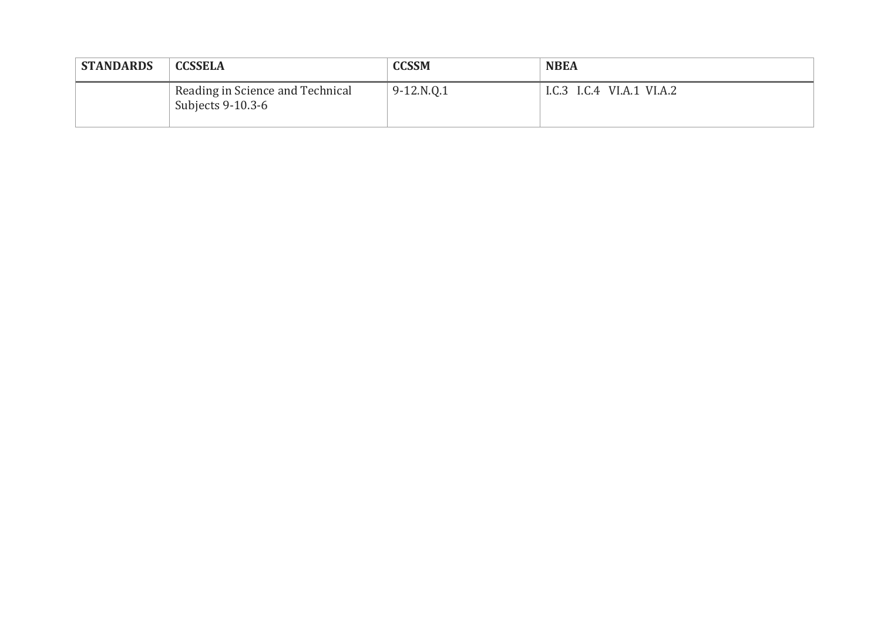| STANDARDS | CCSSELA | CCSSM | NBEA |
|---|---|---|---|
| | Reading in Science and Technical Subjects 9-10.3-6 | 9-12.N.Q.1 | I.C.3 I.C.4 VI.A.1 VI.A.2 |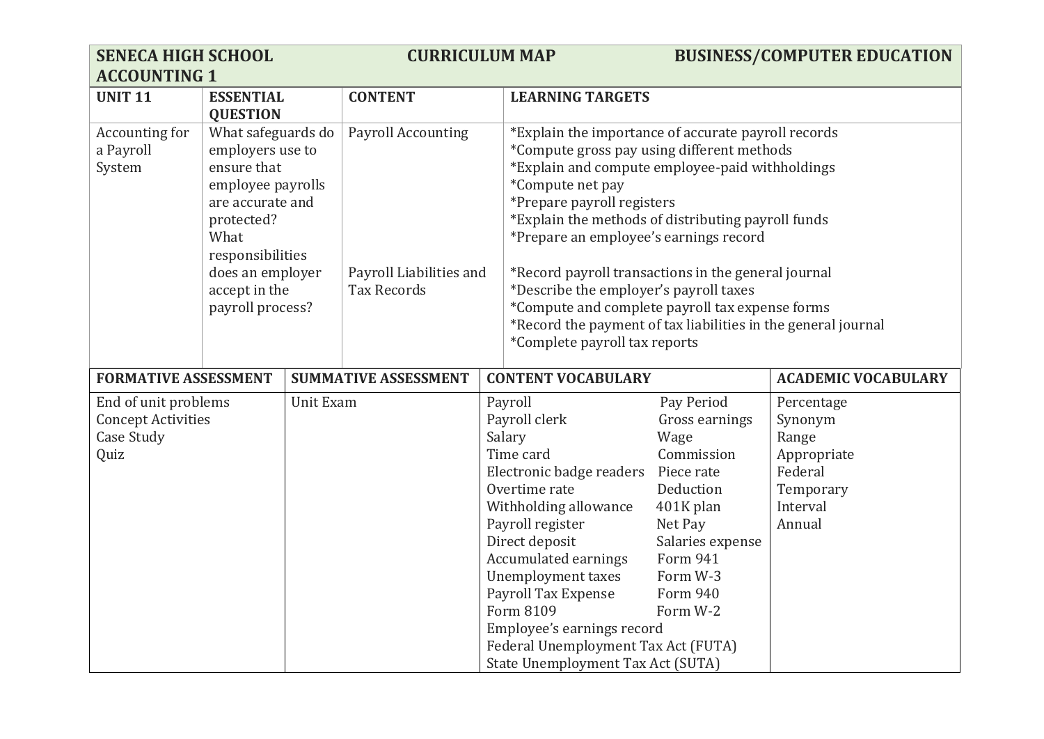| SENECA HIGH SCHOOL ACCOUNTING 1 | CURRICULUM MAP | BUSINESS/COMPUTER EDUCATION | |
|---|---|---|---|
| **UNIT 11** | **ESSENTIAL QUESTION** | **CONTENT** | **LEARNING TARGETS** |
| Accounting for a Payroll System | What safeguards do employers use to ensure that employee payrolls are accurate and protected?<br>What responsibilities does an employer accept in the payroll process? | Payroll Accounting<br><br>Payroll Liabilities and Tax Records | *Explain the importance of accurate payroll records<br>*Compute gross pay using different methods<br>*Explain and compute employee-paid withholdings<br>*Compute net pay<br>*Prepare payroll registers<br>*Explain the methods of distributing payroll funds<br>*Prepare an employee's earnings record<br><br>*Record payroll transactions in the general journal<br>*Describe the employer's payroll taxes<br>*Compute and complete payroll tax expense forms<br>*Record the payment of tax liabilities in the general journal<br>*Complete payroll tax reports |

| FORMATIVE ASSESSMENT | SUMMATIVE ASSESSMENT | CONTENT VOCABULARY | | ACADEMIC VOCABULARY |
|---|---|---|---|---|
| End of unit problems<br>Concept Activities<br>Case Study<br>Quiz | Unit Exam | Payroll<br>Payroll clerk<br>Salary<br>Time card<br>Electronic badge readers<br>Overtime rate<br>Withholding allowance<br>Payroll register<br>Direct deposit<br>Accumulated earnings<br>Unemployment taxes<br>Payroll Tax Expense<br>Form 8109<br>Employee's earnings record<br>Federal Unemployment Tax Act (FUTA)<br>State Unemployment Tax Act (SUTA) | Pay Period<br>Gross earnings<br>Wage<br>Commission<br>Piece rate<br>Deduction<br>401K plan<br>Net Pay<br>Salaries expense<br>Form 941<br>Form W-3<br>Form 940<br>Form W-2 | Percentage<br>Synonym<br>Range<br>Appropriate<br>Federal<br>Temporary<br>Interval<br>Annual |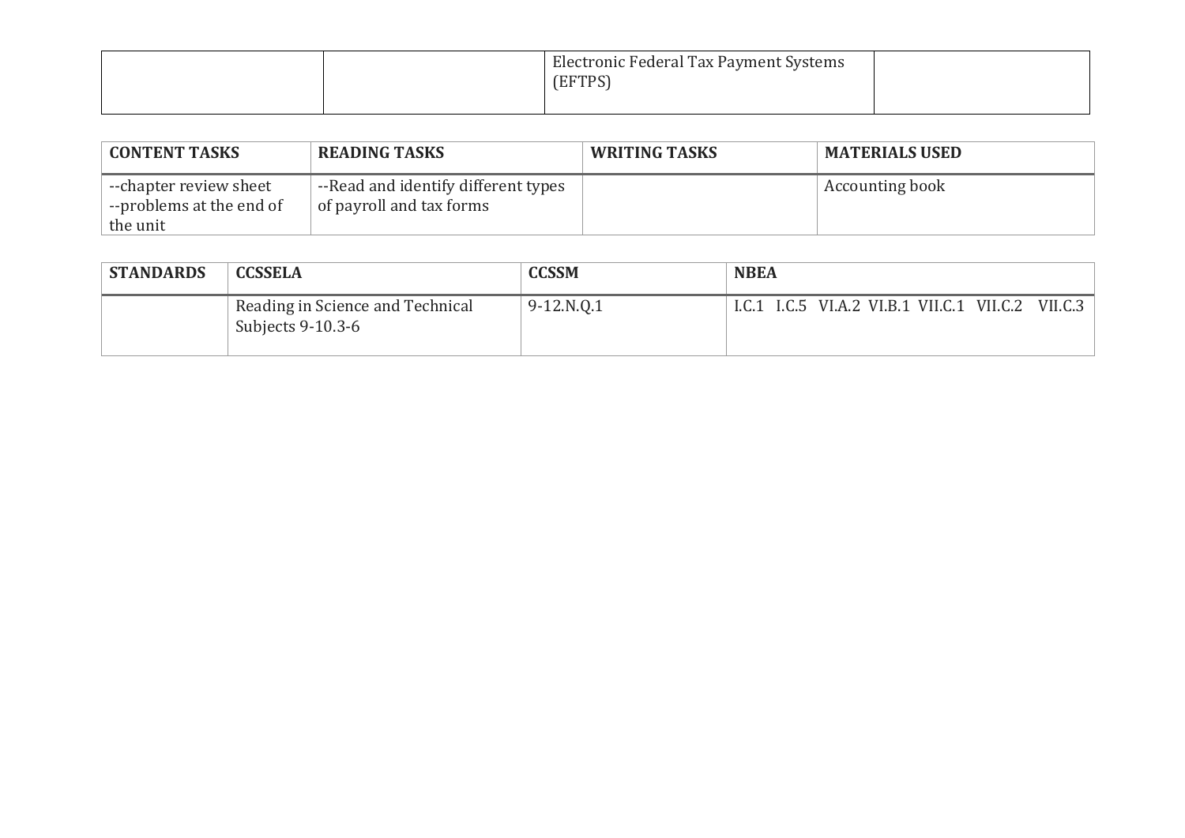| | | | |
|---|---|---|---|
| | | Electronic Federal Tax Payment Systems (EFTPS) | |

| CONTENT TASKS | READING TASKS | WRITING TASKS | MATERIALS USED |
|---|---|---|---|
| --chapter review sheet<br>--problems at the end of the unit | --Read and identify different types of payroll and tax forms | | Accounting book |

| STANDARDS | CCSSELA | CCSSM | NBEA |
|---|---|---|---|
| | Reading in Science and Technical Subjects 9-10.3-6 | 9-12.N.Q.1 | I.C.1 I.C.5 VI.A.2 VI.B.1 VII.C.1 VII.C.2 VII.C.3 |